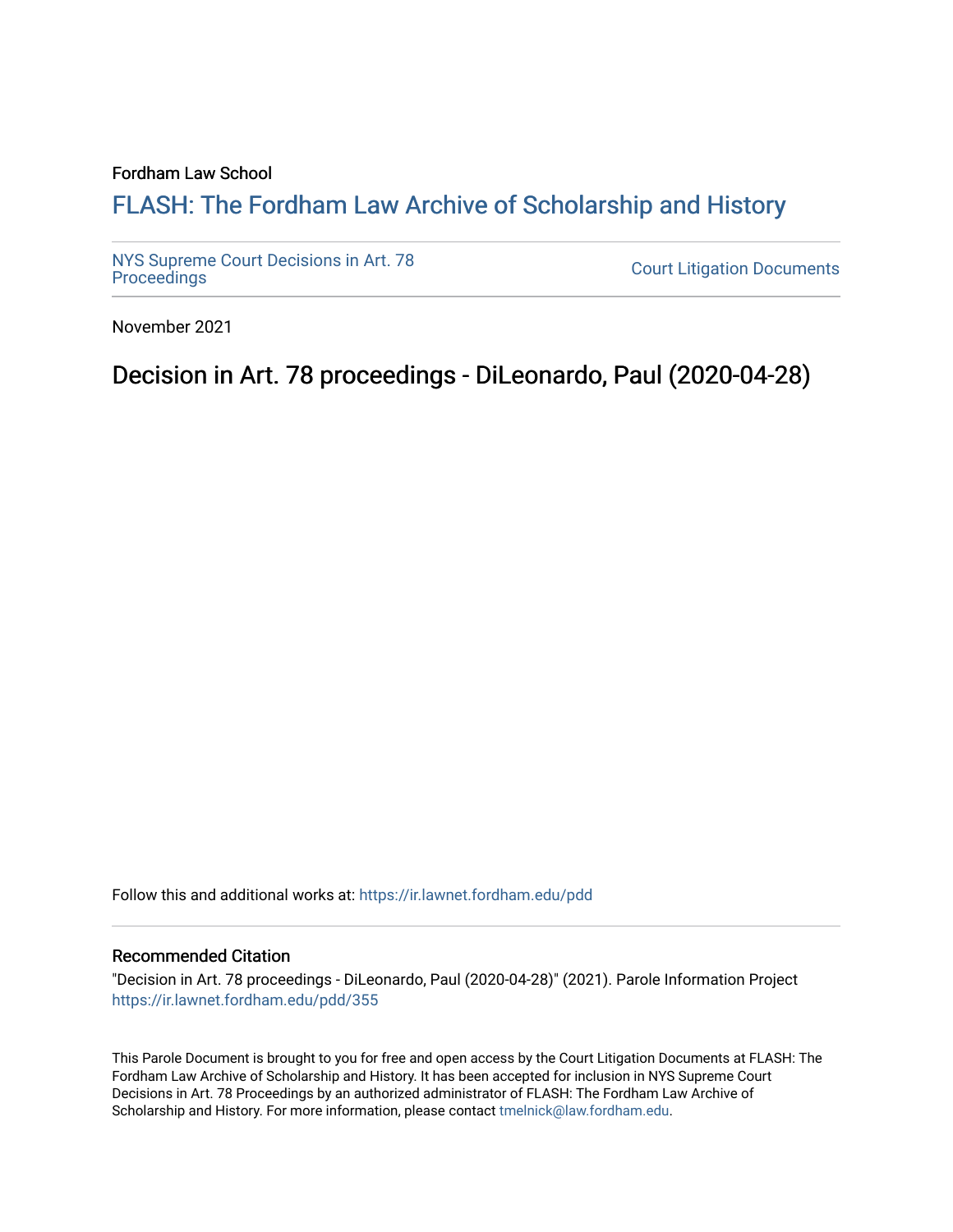Fordham Law School

# FLASH: The Fordham Law Archive of Scholarship and History

NYS Supreme Court Decisions in Art. 78 Proceedings

Court Litigation Documents

November 2021

## Decision in Art. 78 proceedings - DiLeonardo, Paul (2020-04-28)

Follow this and additional works at: https://ir.lawnet.fordham.edu/pdd

### Recommended Citation

"Decision in Art. 78 proceedings - DiLeonardo, Paul (2020-04-28)" (2021). Parole Information Project https://ir.lawnet.fordham.edu/pdd/355

This Parole Document is brought to you for free and open access by the Court Litigation Documents at FLASH: The Fordham Law Archive of Scholarship and History. It has been accepted for inclusion in NYS Supreme Court Decisions in Art. 78 Proceedings by an authorized administrator of FLASH: The Fordham Law Archive of Scholarship and History. For more information, please contact tmelnick@law.fordham.edu.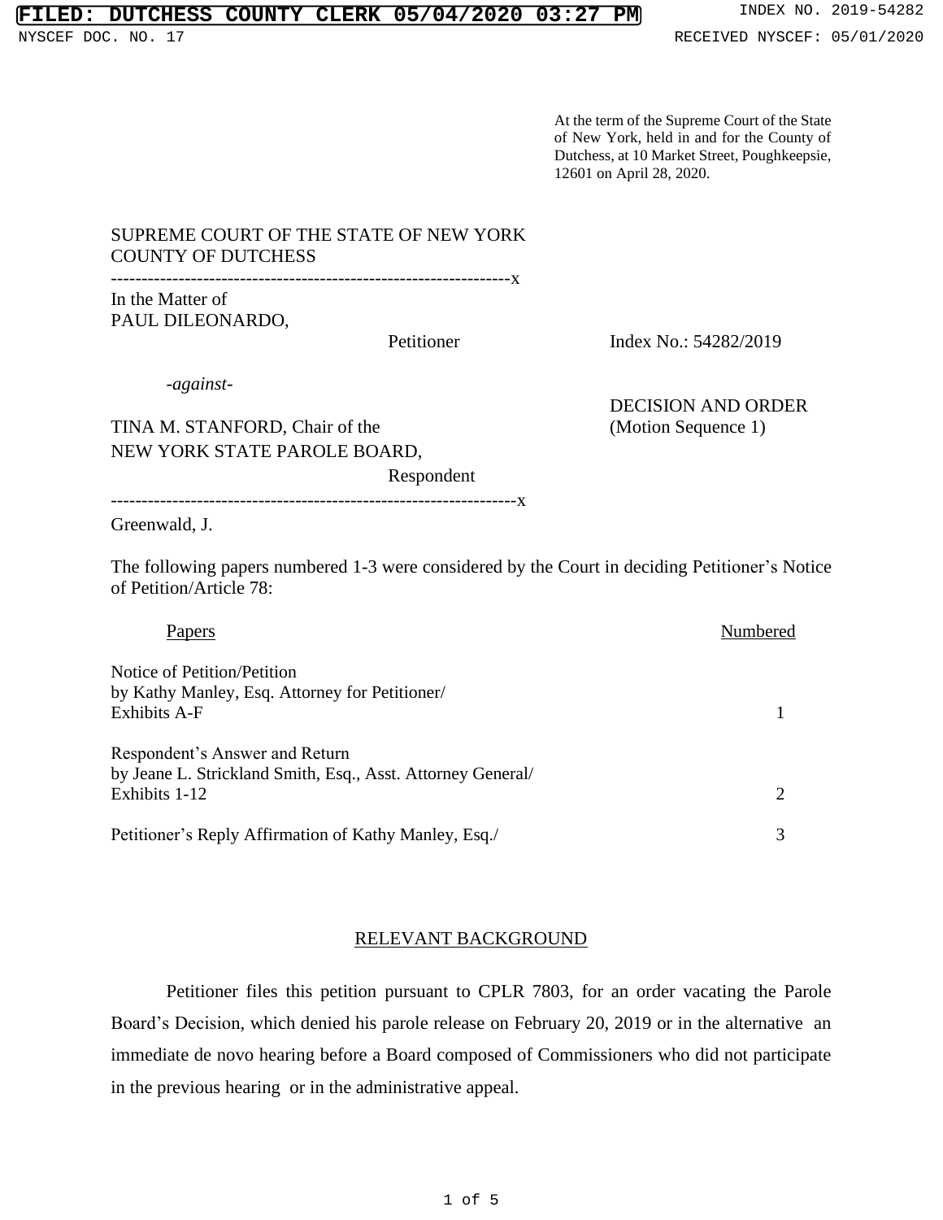At the term of the Supreme Court of the State of New York, held in and for the County of Dutchess, at 10 Market Street, Poughkeepsie, 12601 on April 28, 2020.

SUPREME COURT OF THE STATE OF NEW YORK
COUNTY OF DUTCHESS

---

In the Matter of
PAUL DILEONARDO,

Petitioner

Index No.: 54282/2019

*-against-*

DECISION AND ORDER
(Motion Sequence 1)

TINA M. STANFORD, Chair of the
NEW YORK STATE PAROLE BOARD,

Respondent

---

Greenwald, J.

The following papers numbered 1-3 were considered by the Court in deciding Petitioner's Notice of Petition/Article 78:

| Papers | Numbered |
|---|---|
| Notice of Petition/Petition by Kathy Manley, Esq. Attorney for Petitioner/ Exhibits A-F | 1 |
| Respondent's Answer and Return by Jeane L. Strickland Smith, Esq., Asst. Attorney General/ Exhibits 1-12 | 2 |
| Petitioner's Reply Affirmation of Kathy Manley, Esq./ | 3 |

## RELEVANT BACKGROUND

Petitioner files this petition pursuant to CPLR 7803, for an order vacating the Parole Board's Decision, which denied his parole release on February 20, 2019 or in the alternative an immediate de novo hearing before a Board composed of Commissioners who did not participate in the previous hearing or in the administrative appeal.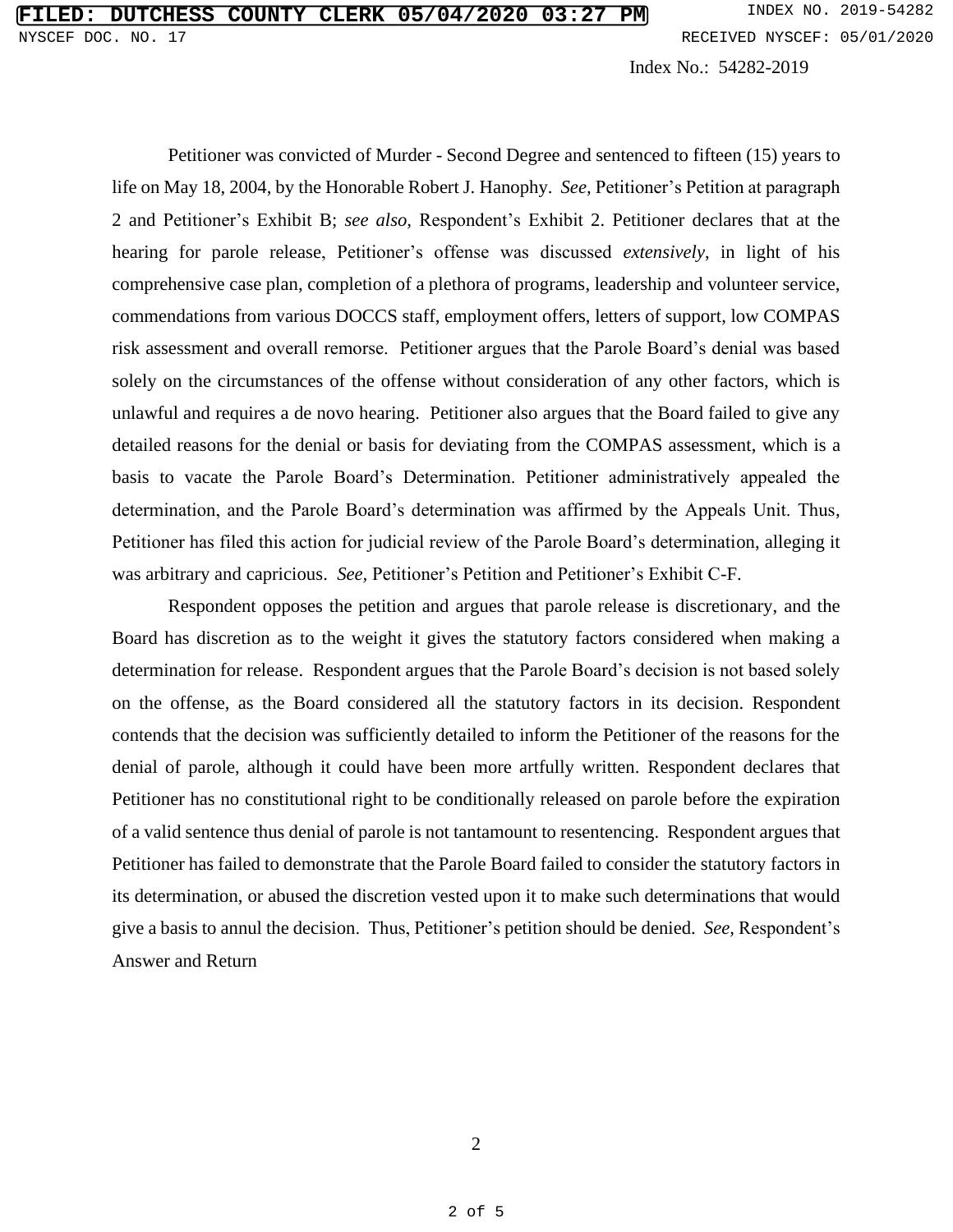Index No.: 54282-2019

Petitioner was convicted of Murder - Second Degree and sentenced to fifteen (15) years to life on May 18, 2004, by the Honorable Robert J. Hanophy. *See*, Petitioner's Petition at paragraph 2 and Petitioner's Exhibit B; *see also,* Respondent's Exhibit 2. Petitioner declares that at the hearing for parole release, Petitioner's offense was discussed *extensively*, in light of his comprehensive case plan, completion of a plethora of programs, leadership and volunteer service, commendations from various DOCCS staff, employment offers, letters of support, low COMPAS risk assessment and overall remorse. Petitioner argues that the Parole Board's denial was based solely on the circumstances of the offense without consideration of any other factors, which is unlawful and requires a de novo hearing. Petitioner also argues that the Board failed to give any detailed reasons for the denial or basis for deviating from the COMPAS assessment, which is a basis to vacate the Parole Board's Determination. Petitioner administratively appealed the determination, and the Parole Board's determination was affirmed by the Appeals Unit. Thus, Petitioner has filed this action for judicial review of the Parole Board's determination, alleging it was arbitrary and capricious. *See,* Petitioner's Petition and Petitioner's Exhibit C-F.

Respondent opposes the petition and argues that parole release is discretionary, and the Board has discretion as to the weight it gives the statutory factors considered when making a determination for release. Respondent argues that the Parole Board's decision is not based solely on the offense, as the Board considered all the statutory factors in its decision. Respondent contends that the decision was sufficiently detailed to inform the Petitioner of the reasons for the denial of parole, although it could have been more artfully written. Respondent declares that Petitioner has no constitutional right to be conditionally released on parole before the expiration of a valid sentence thus denial of parole is not tantamount to resentencing. Respondent argues that Petitioner has failed to demonstrate that the Parole Board failed to consider the statutory factors in its determination, or abused the discretion vested upon it to make such determinations that would give a basis to annul the decision. Thus, Petitioner's petition should be denied. *See,* Respondent's Answer and Return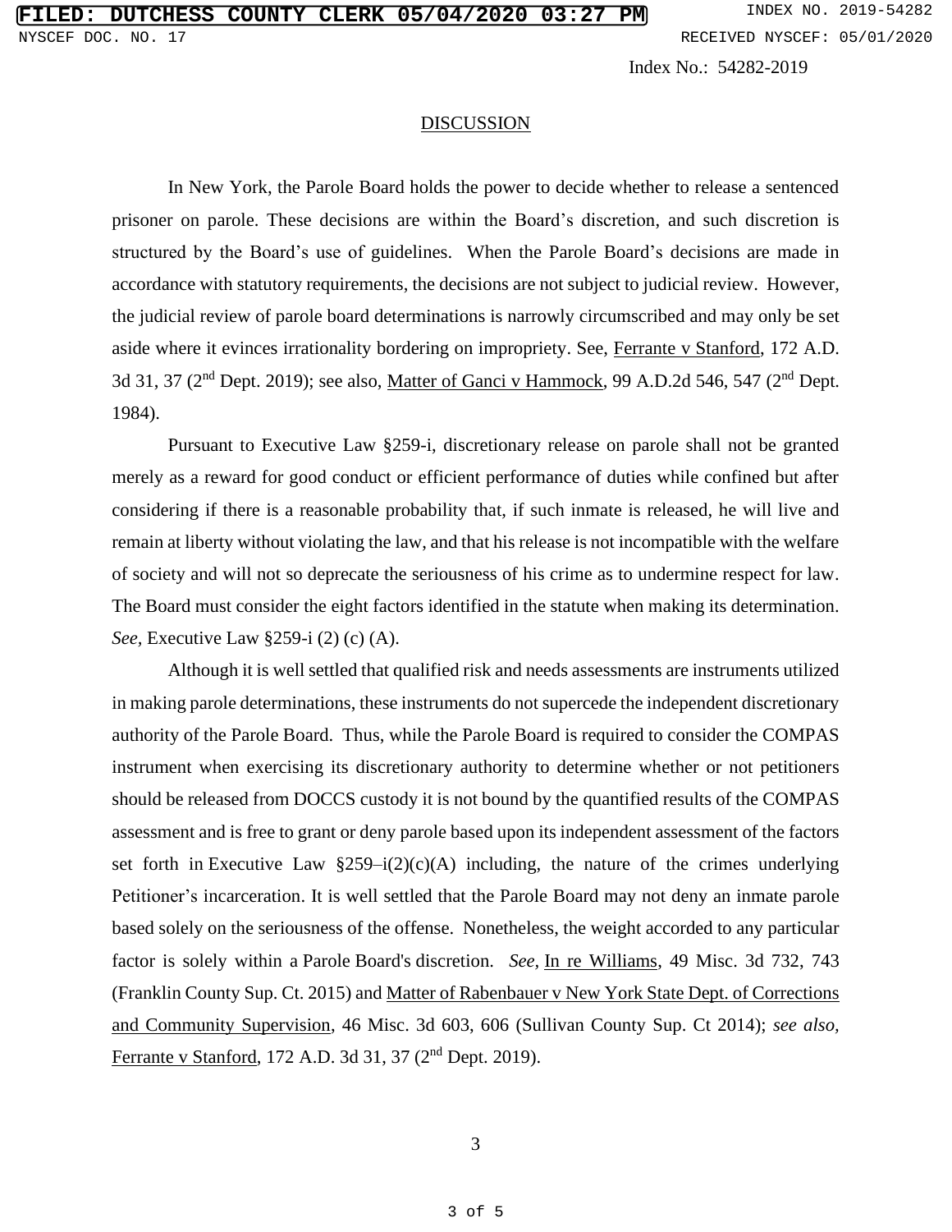Index No.: 54282-2019

## DISCUSSION

In New York, the Parole Board holds the power to decide whether to release a sentenced prisoner on parole. These decisions are within the Board's discretion, and such discretion is structured by the Board's use of guidelines. When the Parole Board's decisions are made in accordance with statutory requirements, the decisions are not subject to judicial review. However, the judicial review of parole board determinations is narrowly circumscribed and may only be set aside where it evinces irrationality bordering on impropriety. See, Ferrante v Stanford, 172 A.D. 3d 31, 37 (2nd Dept. 2019); see also, Matter of Ganci v Hammock, 99 A.D.2d 546, 547 (2nd Dept. 1984).

Pursuant to Executive Law §259-i, discretionary release on parole shall not be granted merely as a reward for good conduct or efficient performance of duties while confined but after considering if there is a reasonable probability that, if such inmate is released, he will live and remain at liberty without violating the law, and that his release is not incompatible with the welfare of society and will not so deprecate the seriousness of his crime as to undermine respect for law. The Board must consider the eight factors identified in the statute when making its determination. *See*, Executive Law §259-i (2) (c) (A).

Although it is well settled that qualified risk and needs assessments are instruments utilized in making parole determinations, these instruments do not supercede the independent discretionary authority of the Parole Board. Thus, while the Parole Board is required to consider the COMPAS instrument when exercising its discretionary authority to determine whether or not petitioners should be released from DOCCS custody it is not bound by the quantified results of the COMPAS assessment and is free to grant or deny parole based upon its independent assessment of the factors set forth in Executive Law §259–i(2)(c)(A) including, the nature of the crimes underlying Petitioner's incarceration. It is well settled that the Parole Board may not deny an inmate parole based solely on the seriousness of the offense. Nonetheless, the weight accorded to any particular factor is solely within a Parole Board's discretion. *See*, In re Williams, 49 Misc. 3d 732, 743 (Franklin County Sup. Ct. 2015) and Matter of Rabenbauer v New York State Dept. of Corrections and Community Supervision, 46 Misc. 3d 603, 606 (Sullivan County Sup. Ct 2014); *see also*, Ferrante v Stanford, 172 A.D. 3d 31, 37 (2nd Dept. 2019).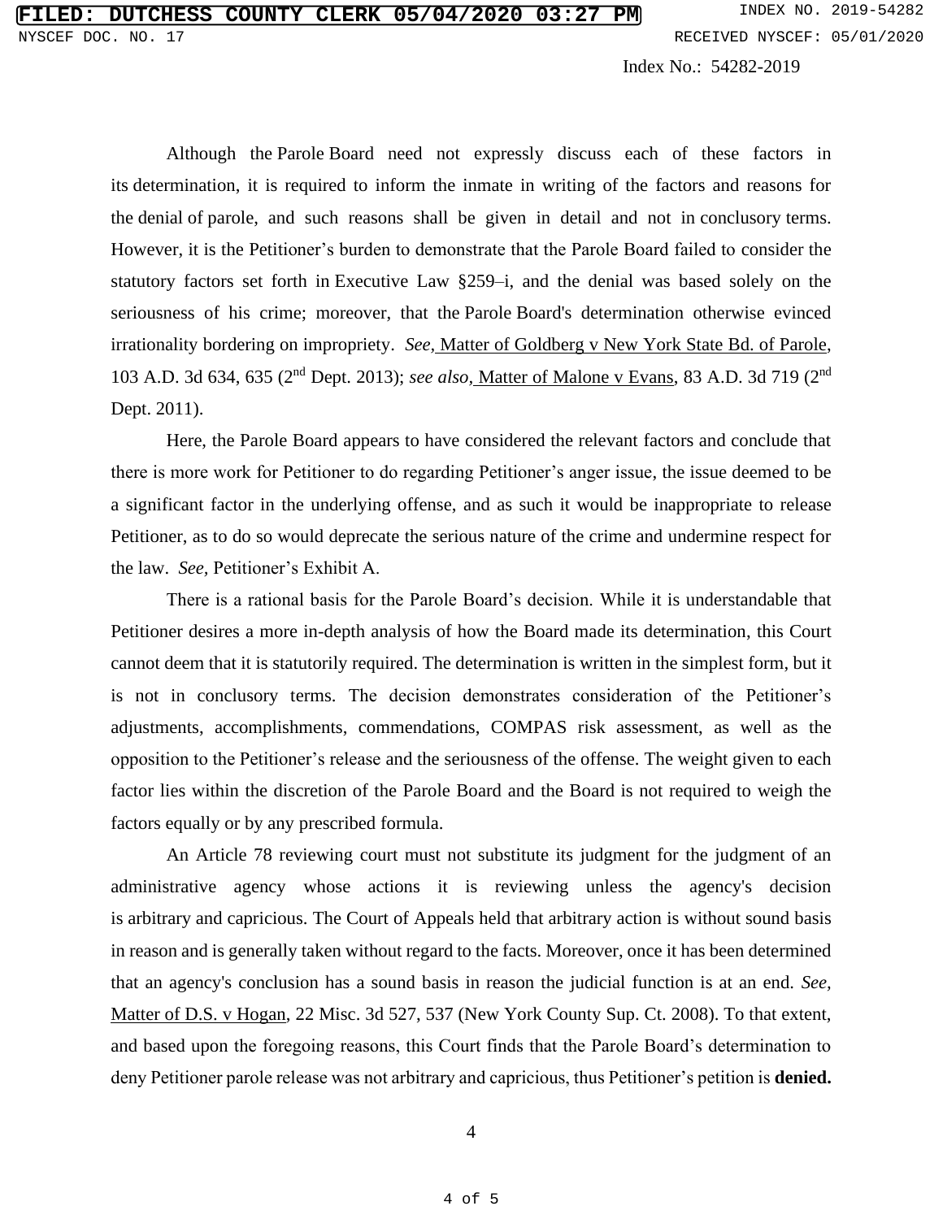Although the Parole Board need not expressly discuss each of these factors in its determination, it is required to inform the inmate in writing of the factors and reasons for the denial of parole, and such reasons shall be given in detail and not in conclusory terms. However, it is the Petitioner's burden to demonstrate that the Parole Board failed to consider the statutory factors set forth in Executive Law §259–i, and the denial was based solely on the seriousness of his crime; moreover, that the Parole Board's determination otherwise evinced irrationality bordering on impropriety. *See,* Matter of Goldberg v New York State Bd. of Parole, 103 A.D. 3d 634, 635 (2nd Dept. 2013); *see also,* Matter of Malone v Evans, 83 A.D. 3d 719 (2nd Dept. 2011).

Here, the Parole Board appears to have considered the relevant factors and conclude that there is more work for Petitioner to do regarding Petitioner's anger issue, the issue deemed to be a significant factor in the underlying offense, and as such it would be inappropriate to release Petitioner, as to do so would deprecate the serious nature of the crime and undermine respect for the law. *See,* Petitioner's Exhibit A.

There is a rational basis for the Parole Board's decision. While it is understandable that Petitioner desires a more in-depth analysis of how the Board made its determination, this Court cannot deem that it is statutorily required. The determination is written in the simplest form, but it is not in conclusory terms. The decision demonstrates consideration of the Petitioner's adjustments, accomplishments, commendations, COMPAS risk assessment, as well as the opposition to the Petitioner's release and the seriousness of the offense. The weight given to each factor lies within the discretion of the Parole Board and the Board is not required to weigh the factors equally or by any prescribed formula.

An Article 78 reviewing court must not substitute its judgment for the judgment of an administrative agency whose actions it is reviewing unless the agency's decision is arbitrary and capricious. The Court of Appeals held that arbitrary action is without sound basis in reason and is generally taken without regard to the facts. Moreover, once it has been determined that an agency's conclusion has a sound basis in reason the judicial function is at an end. *See,* Matter of D.S. v Hogan, 22 Misc. 3d 527, 537 (New York County Sup. Ct. 2008). To that extent, and based upon the foregoing reasons, this Court finds that the Parole Board's determination to deny Petitioner parole release was not arbitrary and capricious, thus Petitioner's petition is **denied.**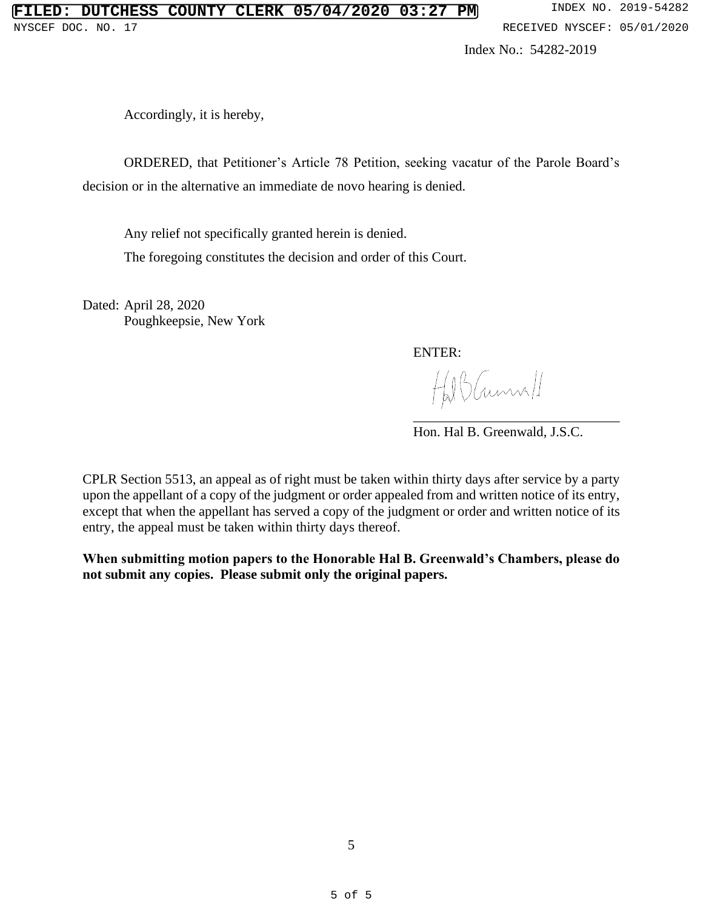Index No.: 54282-2019

Accordingly, it is hereby,

ORDERED, that Petitioner's Article 78 Petition, seeking vacatur of the Parole Board's decision or in the alternative an immediate de novo hearing is denied.

Any relief not specifically granted herein is denied.

The foregoing constitutes the decision and order of this Court.

Dated: April 28, 2020
Poughkeepsie, New York

ENTER:

_______________________________
Hon. Hal B. Greenwald, J.S.C.

CPLR Section 5513, an appeal as of right must be taken within thirty days after service by a party upon the appellant of a copy of the judgment or order appealed from and written notice of its entry, except that when the appellant has served a copy of the judgment or order and written notice of its entry, the appeal must be taken within thirty days thereof.

**When submitting motion papers to the Honorable Hal B. Greenwald's Chambers, please do not submit any copies. Please submit only the original papers.**